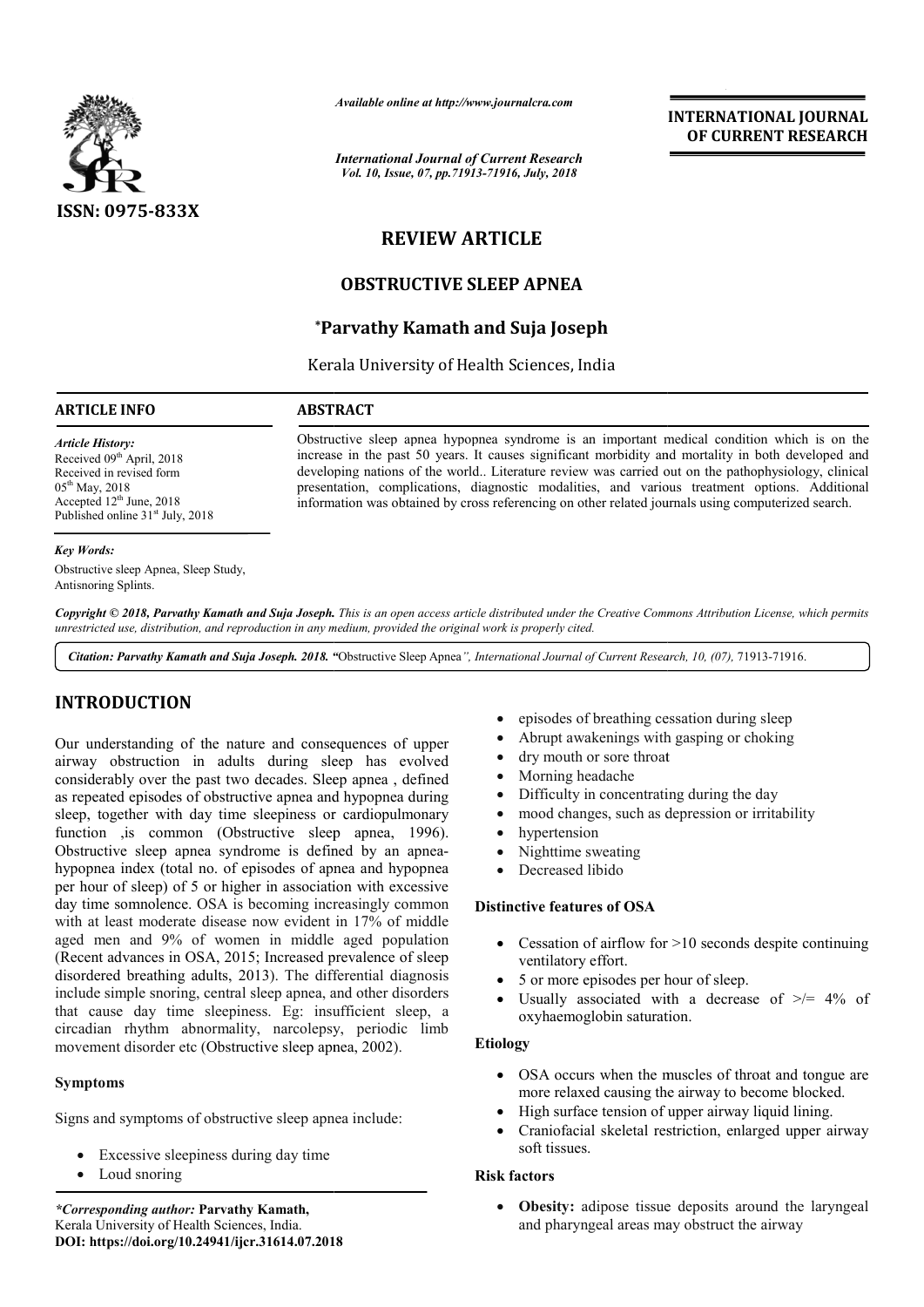# REVIEW ARTICLE

## OBSTRUCTIVE SLEEP APNEA

**\*Parvathy Kamath and Suja Joseph**

Kerala University of Health Sciences, India

**ARTICLE INFO**

*Article History:*
Received 09th April, 2018
Received in revised form 05th May, 2018
Accepted 12th June, 2018
Published online 31st July, 2018

*Key Words:*
Obstructive sleep Apnea, Sleep Study, Antisnoring Splints.

**ABSTRACT**

Obstructive sleep apnea hypopnea syndrome is an important medical condition which is on the increase in the past 50 years. It causes significant morbidity and mortality in both developed and developing nations of the world.. Literature review was carried out on the pathophysiology, clinical presentation, complications, diagnostic modalities, and various treatment options. Additional information was obtained by cross referencing on other related journals using computerized search.

*Copyright © 2018, Parvathy Kamath and Suja Joseph. This is an open access article distributed under the Creative Commons Attribution License, which permits unrestricted use, distribution, and reproduction in any medium, provided the original work is properly cited.*

*Citation: Parvathy Kamath and Suja Joseph. 2018.* "Obstructive Sleep Apnea*", International Journal of Current Research, 10, (07),* 71913-71916.

## INTRODUCTION

Our understanding of the nature and consequences of upper airway obstruction in adults during sleep has evolved considerably over the past two decades. Sleep apnea , defined as repeated episodes of obstructive apnea and hypopnea during sleep, together with day time sleepiness or cardiopulmonary function ,is common (Obstructive sleep apnea, 1996). Obstructive sleep apnea syndrome is defined by an apnea-hypopnea index (total no. of episodes of apnea and hypopnea per hour of sleep) of 5 or higher in association with excessive day time somnolence. OSA is becoming increasingly common with at least moderate disease now evident in 17% of middle aged men and 9% of women in middle aged population (Recent advances in OSA, 2015; Increased prevalence of sleep disordered breathing adults, 2013). The differential diagnosis include simple snoring, central sleep apnea, and other disorders that cause day time sleepiness. Eg: insufficient sleep, a circadian rhythm abnormality, narcolepsy, periodic limb movement disorder etc (Obstructive sleep apnea, 2002).

### Symptoms

Signs and symptoms of obstructive sleep apnea include:

- Excessive sleepiness during day time
- Loud snoring
- episodes of breathing cessation during sleep
- Abrupt awakenings with gasping or choking
- dry mouth or sore throat
- Morning headache
- Difficulty in concentrating during the day
- mood changes, such as depression or irritability
- hypertension
- Nighttime sweating
- Decreased libido

### Distinctive features of OSA

- Cessation of airflow for >10 seconds despite continuing ventilatory effort.
- 5 or more episodes per hour of sleep.
- Usually associated with a decrease of >/= 4% of oxyhaemoglobin saturation.

### Etiology

- OSA occurs when the muscles of throat and tongue are more relaxed causing the airway to become blocked.
- High surface tension of upper airway liquid lining.
- Craniofacial skeletal restriction, enlarged upper airway soft tissues.

### Risk factors

- **Obesity:** adipose tissue deposits around the laryngeal and pharyngeal areas may obstruct the airway

*\*Corresponding author:* **Parvathy Kamath,**
Kerala University of Health Sciences, India.
**DOI: https://doi.org/10.24941/ijcr.31614.07.2018**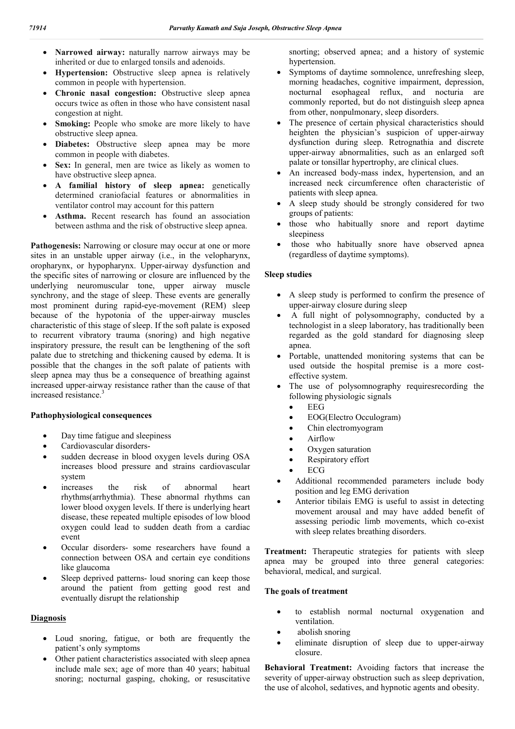- **Narrowed airway:** naturally narrow airways may be inherited or due to enlarged tonsils and adenoids.
- **Hypertension:** Obstructive sleep apnea is relatively common in people with hypertension.
- **Chronic nasal congestion:** Obstructive sleep apnea occurs twice as often in those who have consistent nasal congestion at night.
- **Smoking:** People who smoke are more likely to have obstructive sleep apnea.
- **Diabetes:** Obstructive sleep apnea may be more common in people with diabetes.
- **Sex:** In general, men are twice as likely as women to have obstructive sleep apnea.
- **A familial history of sleep apnea:** genetically determined craniofacial features or abnormalities in ventilator control may account for this pattern
- **Asthma.** Recent research has found an association between asthma and the risk of obstructive sleep apnea.

**Pathogenesis:** Narrowing or closure may occur at one or more sites in an unstable upper airway (i.e., in the velopharynx, oropharynx, or hypopharynx. Upper-airway dysfunction and the specific sites of narrowing or closure are influenced by the underlying neuromuscular tone, upper airway muscle synchrony, and the stage of sleep. These events are generally most prominent during rapid-eye-movement (REM) sleep because of the hypotonia of the upper-airway muscles characteristic of this stage of sleep. If the soft palate is exposed to recurrent vibratory trauma (snoring) and high negative inspiratory pressure, the result can be lengthening of the soft palate due to stretching and thickening caused by edema. It is possible that the changes in the soft palate of patients with sleep apnea may thus be a consequence of breathing against increased upper-airway resistance rather than the cause of that increased resistance.[3]

**Pathophysiological consequences**

- Day time fatigue and sleepiness
- Cardiovascular disorders-
- sudden decrease in blood oxygen levels during OSA increases blood pressure and strains cardiovascular system
- increases the risk of abnormal heart rhythms(arrhythmia). These abnormal rhythms can lower blood oxygen levels. If there is underlying heart disease, these repeated multiple episodes of low blood oxygen could lead to sudden death from a cardiac event
- Occular disorders- some researchers have found a connection between OSA and certain eye conditions like glaucoma
- Sleep deprived patterns- loud snoring can keep those around the patient from getting good rest and eventually disrupt the relationship

**Diagnosis**

- Loud snoring, fatigue, or both are frequently the patient's only symptoms
- Other patient characteristics associated with sleep apnea include male sex; age of more than 40 years; habitual snoring; nocturnal gasping, choking, or resuscitative snorting; observed apnea; and a history of systemic hypertension.
- Symptoms of daytime somnolence, unrefreshing sleep, morning headaches, cognitive impairment, depression, nocturnal esophageal reflux, and nocturia are commonly reported, but do not distinguish sleep apnea from other, nonpulmonary, sleep disorders.
- The presence of certain physical characteristics should heighten the physician's suspicion of upper-airway dysfunction during sleep. Retrognathia and discrete upper-airway abnormalities, such as an enlarged soft palate or tonsillar hypertrophy, are clinical clues.
- An increased body-mass index, hypertension, and an increased neck circumference often characteristic of patients with sleep apnea.
- A sleep study should be strongly considered for two groups of patients:
- those who habitually snore and report daytime sleepiness
- those who habitually snore have observed apnea (regardless of daytime symptoms).

**Sleep studies**

- A sleep study is performed to confirm the presence of upper-airway closure during sleep
- A full night of polysomnography, conducted by a technologist in a sleep laboratory, has traditionally been regarded as the gold standard for diagnosing sleep apnea.
- Portable, unattended monitoring systems that can be used outside the hospital premise is a more cost-effective system.
- The use of polysomnography requiresrecording the following physiologic signals
  - EEG
  - EOG(Electro Occulogram)
  - Chin electromyogram
  - Airflow
  - Oxygen saturation
  - Respiratory effort
  - ECG
- Additional recommended parameters include body position and leg EMG derivation
- Anterior tibilais EMG is useful to assist in detecting movement arousal and may have added benefit of assessing periodic limb movements, which co-exist with sleep relates breathing disorders.

**Treatment:** Therapeutic strategies for patients with sleep apnea may be grouped into three general categories: behavioral, medical, and surgical.

**The goals of treatment**

- to establish normal nocturnal oxygenation and ventilation.
- abolish snoring
- eliminate disruption of sleep due to upper-airway closure.

**Behavioral Treatment:** Avoiding factors that increase the severity of upper-airway obstruction such as sleep deprivation, the use of alcohol, sedatives, and hypnotic agents and obesity.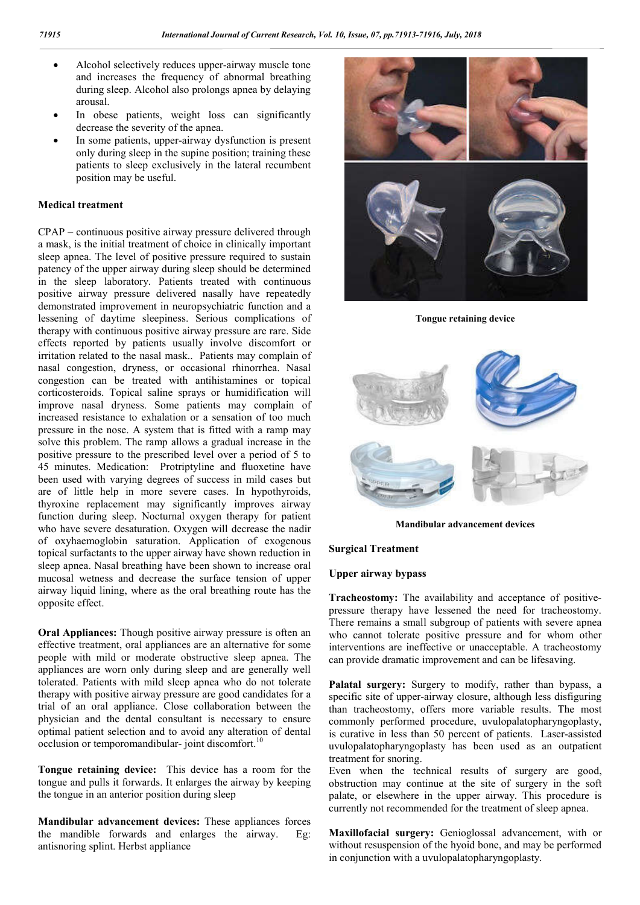- Alcohol selectively reduces upper-airway muscle tone and increases the frequency of abnormal breathing during sleep. Alcohol also prolongs apnea by delaying arousal.
- In obese patients, weight loss can significantly decrease the severity of the apnea.
- In some patients, upper-airway dysfunction is present only during sleep in the supine position; training these patients to sleep exclusively in the lateral recumbent position may be useful.

### Medical treatment

CPAP – continuous positive airway pressure delivered through a mask, is the initial treatment of choice in clinically important sleep apnea. The level of positive pressure required to sustain patency of the upper airway during sleep should be determined in the sleep laboratory. Patients treated with continuous positive airway pressure delivered nasally have repeatedly demonstrated improvement in neuropsychiatric function and a lessening of daytime sleepiness. Serious complications of therapy with continuous positive airway pressure are rare. Side effects reported by patients usually involve discomfort or irritation related to the nasal mask.. Patients may complain of nasal congestion, dryness, or occasional rhinorrhea. Nasal congestion can be treated with antihistamines or topical corticosteroids. Topical saline sprays or humidification will improve nasal dryness. Some patients may complain of increased resistance to exhalation or a sensation of too much pressure in the nose. A system that is fitted with a ramp may solve this problem. The ramp allows a gradual increase in the positive pressure to the prescribed level over a period of 5 to 45 minutes. Medication: Protriptyline and fluoxetine have been used with varying degrees of success in mild cases but are of little help in more severe cases. In hypothyroids, thyroxine replacement may significantly improves airway function during sleep. Nocturnal oxygen therapy for patient who have severe desaturation. Oxygen will decrease the nadir of oxyhaemoglobin saturation. Application of exogenous topical surfactants to the upper airway have shown reduction in sleep apnea. Nasal breathing have been shown to increase oral mucosal wetness and decrease the surface tension of upper airway liquid lining, where as the oral breathing route has the opposite effect.

**Oral Appliances:** Though positive airway pressure is often an effective treatment, oral appliances are an alternative for some people with mild or moderate obstructive sleep apnea. The appliances are worn only during sleep and are generally well tolerated. Patients with mild sleep apnea who do not tolerate therapy with positive airway pressure are good candidates for a trial of an oral appliance. Close collaboration between the physician and the dental consultant is necessary to ensure optimal patient selection and to avoid any alteration of dental occlusion or temporomandibular- joint discomfort.[10]

**Tongue retaining device:** This device has a room for the tongue and pulls it forwards. It enlarges the airway by keeping the tongue in an anterior position during sleep

**Mandibular advancement devices:** These appliances forces the mandible forwards and enlarges the airway. Eg: antisnoring splint. Herbst appliance

**Tongue retaining device**

**Mandibular advancement devices**

### Surgical Treatment

### Upper airway bypass

**Tracheostomy:** The availability and acceptance of positive-pressure therapy have lessened the need for tracheostomy. There remains a small subgroup of patients with severe apnea who cannot tolerate positive pressure and for whom other interventions are ineffective or unacceptable. A tracheostomy can provide dramatic improvement and can be lifesaving.

**Palatal surgery:** Surgery to modify, rather than bypass, a specific site of upper-airway closure, although less disfiguring than tracheostomy, offers more variable results. The most commonly performed procedure, uvulopalatopharyngoplasty, is curative in less than 50 percent of patients. Laser-assisted uvulopalatopharyngoplasty has been used as an outpatient treatment for snoring.

Even when the technical results of surgery are good, obstruction may continue at the site of surgery in the soft palate, or elsewhere in the upper airway. This procedure is currently not recommended for the treatment of sleep apnea.

**Maxillofacial surgery:** Genioglossal advancement, with or without resuspension of the hyoid bone, and may be performed in conjunction with a uvulopalatopharyngoplasty.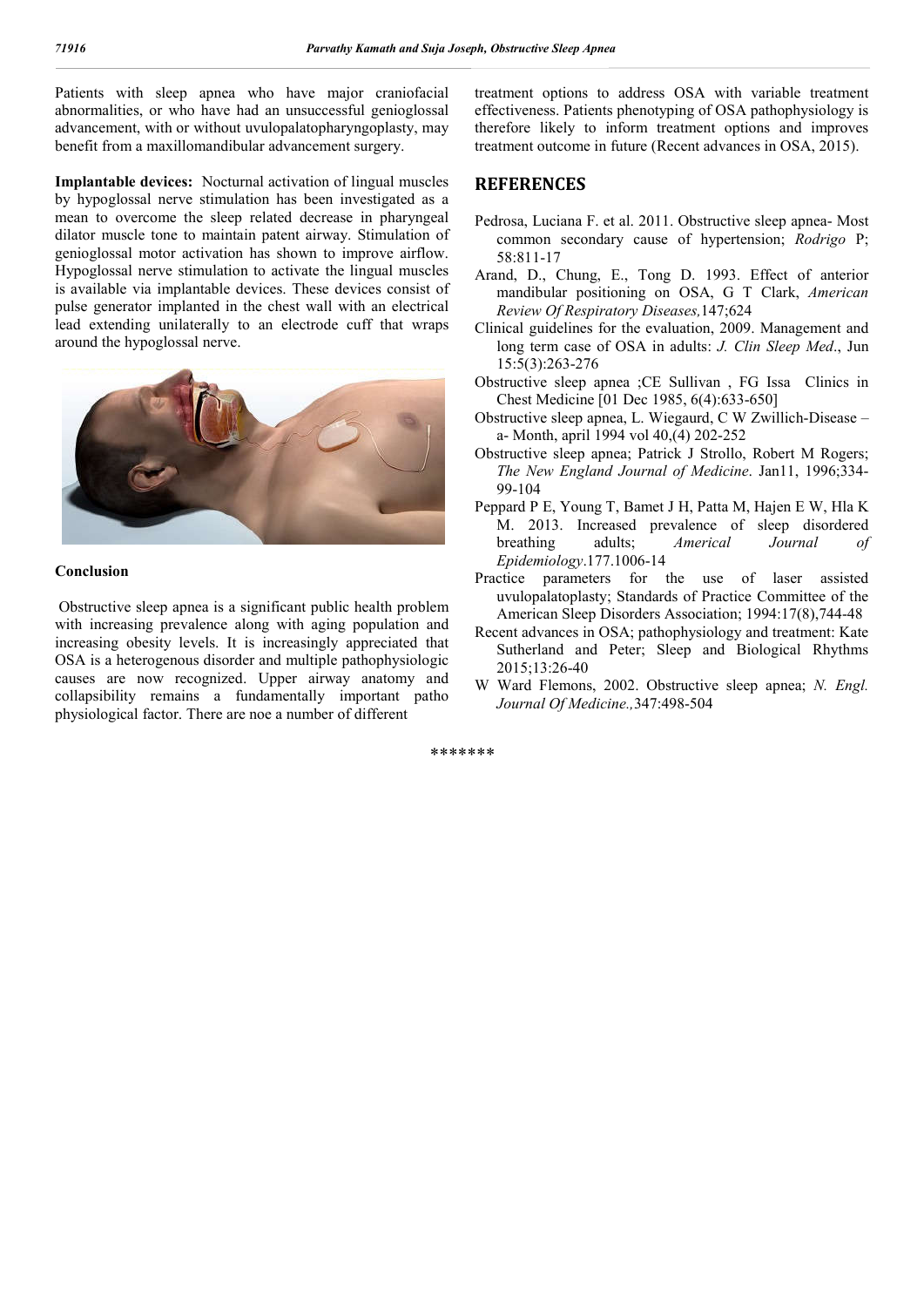Patients with sleep apnea who have major craniofacial abnormalities, or who have had an unsuccessful genioglossal advancement, with or without uvulopalatopharyngoplasty, may benefit from a maxillomandibular advancement surgery.

**Implantable devices:** Nocturnal activation of lingual muscles by hypoglossal nerve stimulation has been investigated as a mean to overcome the sleep related decrease in pharyngeal dilator muscle tone to maintain patent airway. Stimulation of genioglossal motor activation has shown to improve airflow. Hypoglossal nerve stimulation to activate the lingual muscles is available via implantable devices. These devices consist of pulse generator implanted in the chest wall with an electrical lead extending unilaterally to an electrode cuff that wraps around the hypoglossal nerve.

### Conclusion

Obstructive sleep apnea is a significant public health problem with increasing prevalence along with aging population and increasing obesity levels. It is increasingly appreciated that OSA is a heterogenous disorder and multiple pathophysiologic causes are now recognized. Upper airway anatomy and collapsibility remains a fundamentally important patho physiological factor. There are noe a number of different treatment options to address OSA with variable treatment effectiveness. Patients phenotyping of OSA pathophysiology is therefore likely to inform treatment options and improves treatment outcome in future (Recent advances in OSA, 2015).

## REFERENCES

Pedrosa, Luciana F. et al. 2011. Obstructive sleep apnea- Most common secondary cause of hypertension; *Rodrigo* P; 58:811-17

Arand, D., Chung, E., Tong D. 1993. Effect of anterior mandibular positioning on OSA, G T Clark, *American Review Of Respiratory Diseases,*147;624

Clinical guidelines for the evaluation, 2009. Management and long term case of OSA in adults: *J. Clin Sleep Med*., Jun 15:5(3):263-276

Obstructive sleep apnea ;CE Sullivan , FG Issa Clinics in Chest Medicine [01 Dec 1985, 6(4):633-650]

Obstructive sleep apnea, L. Wiegaurd, C W Zwillich-Disease – a- Month, april 1994 vol 40,(4) 202-252

Obstructive sleep apnea; Patrick J Strollo, Robert M Rogers; *The New England Journal of Medicine*. Jan11, 1996;334-99-104

Peppard P E, Young T, Bamet J H, Patta M, Hajen E W, Hla K M. 2013. Increased prevalence of sleep disordered breathing adults; *Americal Journal of Epidemiology*.177.1006-14

Practice parameters for the use of laser assisted uvulopalatoplasty; Standards of Practice Committee of the American Sleep Disorders Association; 1994:17(8),744-48

Recent advances in OSA; pathophysiology and treatment: Kate Sutherland and Peter; Sleep and Biological Rhythms 2015;13:26-40

W Ward Flemons, 2002. Obstructive sleep apnea; *N. Engl. Journal Of Medicine.,*347:498-504

\*\*\*\*\*\*\*